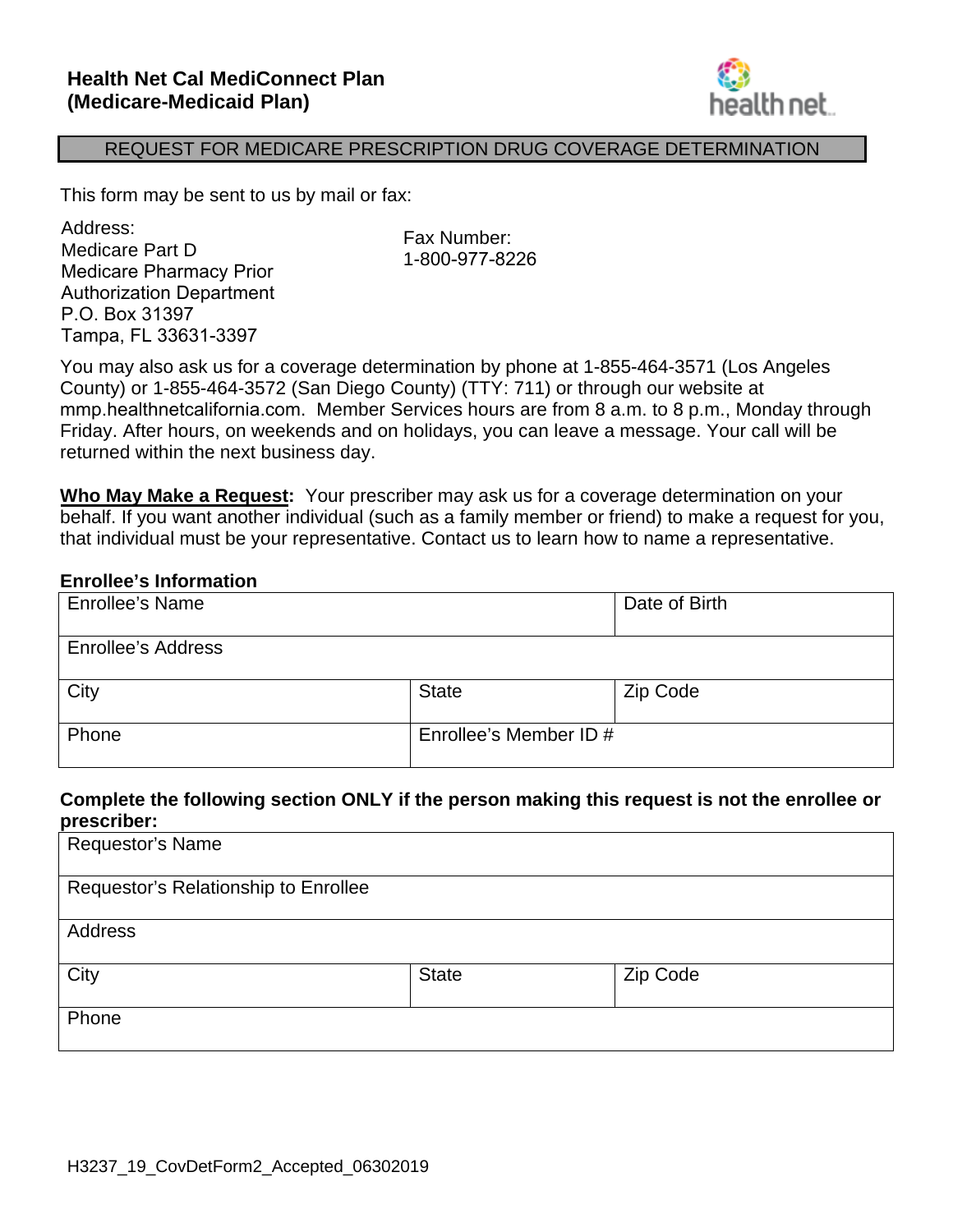**Health Net Cal MediConnect Plan (Medicare-Medicaid Plan)**

## REQUEST FOR MEDICARE PRESCRIPTION DRUG COVERAGE DETERMINATION

This form may be sent to us by mail or fax:

Address:
Medicare Part D
Medicare Pharmacy Prior Authorization Department
P.O. Box 31397
Tampa, FL 33631-3397

Fax Number:
1-800-977-8226

You may also ask us for a coverage determination by phone at 1-855-464-3571 (Los Angeles County) or 1-855-464-3572 (San Diego County) (TTY: 711) or through our website at mmp.healthnetcalifornia.com. Member Services hours are from 8 a.m. to 8 p.m., Monday through Friday. After hours, on weekends and on holidays, you can leave a message. Your call will be returned within the next business day.

**Who May Make a Request:** Your prescriber may ask us for a coverage determination on your behalf. If you want another individual (such as a family member or friend) to make a request for you, that individual must be your representative. Contact us to learn how to name a representative.

**Enrollee's Information**

| Enrollee's Name | | Date of Birth |
|---|---|---|
| Enrollee's Address | | |
| City | State | Zip Code |
| Phone | Enrollee's Member ID # | |

**Complete the following section ONLY if the person making this request is not the enrollee or prescriber:**

| Requestor's Name | | |
|---|---|---|
| Requestor's Relationship to Enrollee | | |
| Address | | |
| City | State | Zip Code |
| Phone | | |

H3237_19_CovDetForm2_Accepted_06302019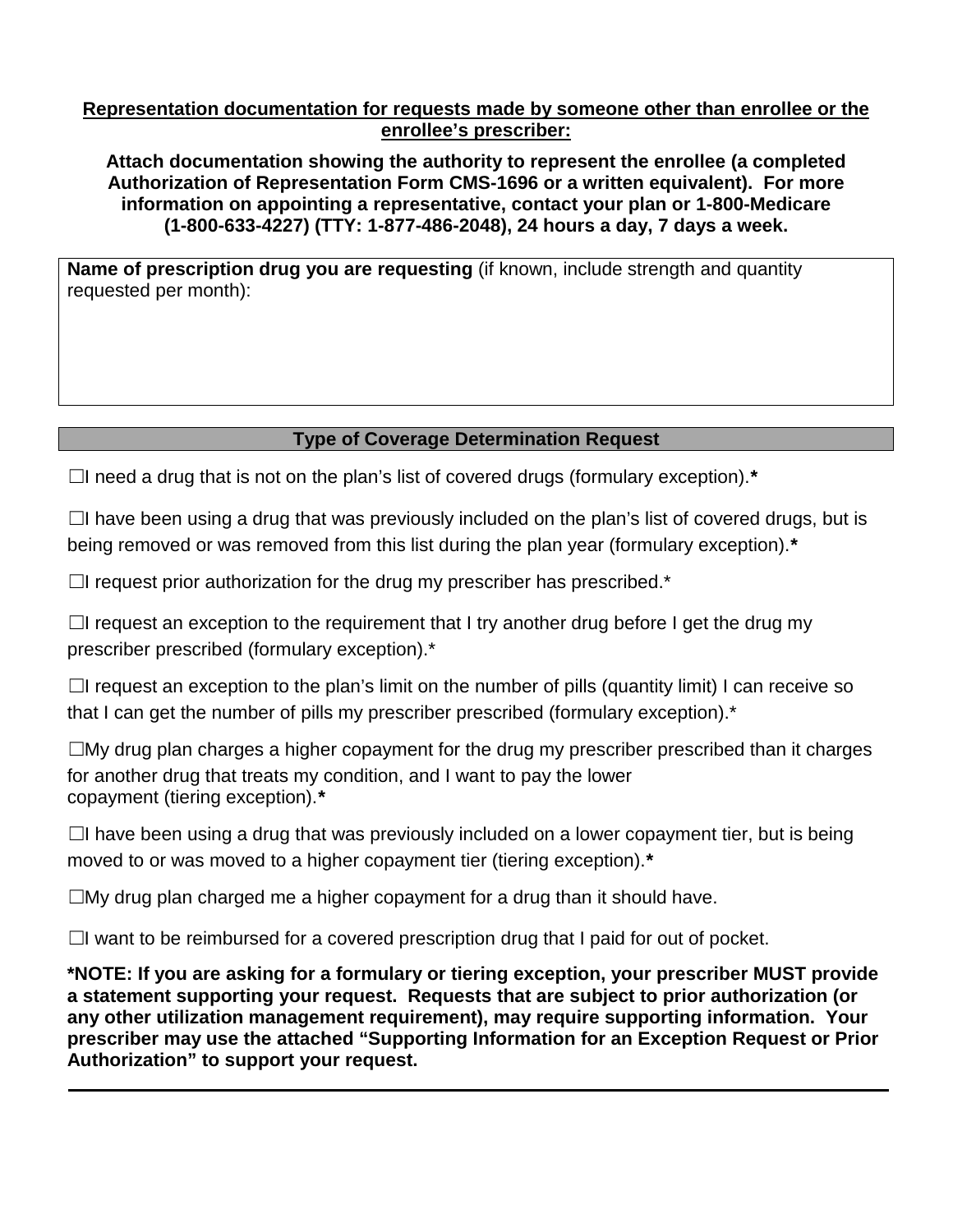**<u>Representation documentation for requests made by someone other than enrollee or the enrollee's prescriber:</u>**

**Attach documentation showing the authority to represent the enrollee (a completed Authorization of Representation Form CMS-1696 or a written equivalent). For more information on appointing a representative, contact your plan or 1-800-Medicare (1-800-633-4227) (TTY: 1-877-486-2048), 24 hours a day, 7 days a week.**

**Name of prescription drug you are requesting** (if known, include strength and quantity requested per month):

## Type of Coverage Determination Request

☐I need a drug that is not on the plan's list of covered drugs (formulary exception).**\***

☐I have been using a drug that was previously included on the plan's list of covered drugs, but is being removed or was removed from this list during the plan year (formulary exception).**\***

☐I request prior authorization for the drug my prescriber has prescribed.*

☐I request an exception to the requirement that I try another drug before I get the drug my prescriber prescribed (formulary exception).*

☐I request an exception to the plan's limit on the number of pills (quantity limit) I can receive so that I can get the number of pills my prescriber prescribed (formulary exception).*

☐My drug plan charges a higher copayment for the drug my prescriber prescribed than it charges for another drug that treats my condition, and I want to pay the lower copayment (tiering exception).**\***

☐I have been using a drug that was previously included on a lower copayment tier, but is being moved to or was moved to a higher copayment tier (tiering exception).**\***

☐My drug plan charged me a higher copayment for a drug than it should have.

☐I want to be reimbursed for a covered prescription drug that I paid for out of pocket.

**\*NOTE: If you are asking for a formulary or tiering exception, your prescriber MUST provide a statement supporting your request. Requests that are subject to prior authorization (or any other utilization management requirement), may require supporting information. Your prescriber may use the attached "Supporting Information for an Exception Request or Prior Authorization" to support your request.**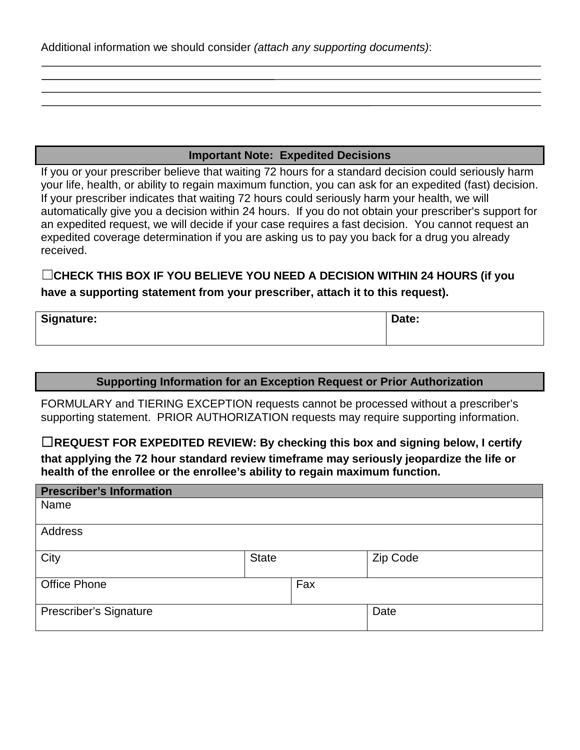Additional information we should consider *(attach any supporting documents)*:

\_\_\_\_\_\_\_\_\_\_\_\_\_\_\_\_\_\_\_\_\_\_\_\_\_\_\_\_\_\_\_\_\_\_\_\_\_\_\_\_\_\_\_\_\_\_\_\_\_\_\_\_\_\_\_\_\_\_\_\_\_\_\_\_\_\_\_\_\_\_\_\_\_\_\_\_\_\_

\_\_\_\_\_\_\_\_\_\_\_\_\_\_\_\_\_\_\_\_\_\_\_\_\_\_\_\_\_\_\_\_\_\_\_\_\_\_\_\_\_\_\_\_\_\_\_\_\_\_\_\_\_\_\_\_\_\_\_\_\_\_\_\_\_\_\_\_\_\_\_\_\_\_\_\_\_\_

\_\_\_\_\_\_\_\_\_\_\_\_\_\_\_\_\_\_\_\_\_\_\_\_\_\_\_\_\_\_\_\_\_\_\_\_\_\_\_\_\_\_\_\_\_\_\_\_\_\_\_\_\_\_\_\_\_\_\_\_\_\_\_\_\_\_\_\_\_\_\_\_\_\_\_\_\_\_

\_\_\_\_\_\_\_\_\_\_\_\_\_\_\_\_\_\_\_\_\_\_\_\_\_\_\_\_\_\_\_\_\_\_\_\_\_\_\_\_\_\_\_\_\_\_\_\_\_\_\_\_\_\_\_\_\_\_\_\_\_\_\_\_\_\_\_\_\_\_\_\_\_\_\_\_\_\_

## Important Note: Expedited Decisions

If you or your prescriber believe that waiting 72 hours for a standard decision could seriously harm your life, health, or ability to regain maximum function, you can ask for an expedited (fast) decision. If your prescriber indicates that waiting 72 hours could seriously harm your health, we will automatically give you a decision within 24 hours. If you do not obtain your prescriber's support for an expedited request, we will decide if your case requires a fast decision. You cannot request an expedited coverage determination if you are asking us to pay you back for a drug you already received.

☐**CHECK THIS BOX IF YOU BELIEVE YOU NEED A DECISION WITHIN 24 HOURS (if you have a supporting statement from your prescriber, attach it to this request).**

| **Signature:** | **Date:** |
|---|---|
| | |

## Supporting Information for an Exception Request or Prior Authorization

FORMULARY and TIERING EXCEPTION requests cannot be processed without a prescriber's supporting statement. PRIOR AUTHORIZATION requests may require supporting information.

☐**REQUEST FOR EXPEDITED REVIEW: By checking this box and signing below, I certify that applying the 72 hour standard review timeframe may seriously jeopardize the life or health of the enrollee or the enrollee's ability to regain maximum function.**

| **Prescriber's Information** | | |
|---|---|---|
| Name | | |
| Address | | |
| City | State | Zip Code |
| Office Phone | Fax | |
| Prescriber's Signature | | Date |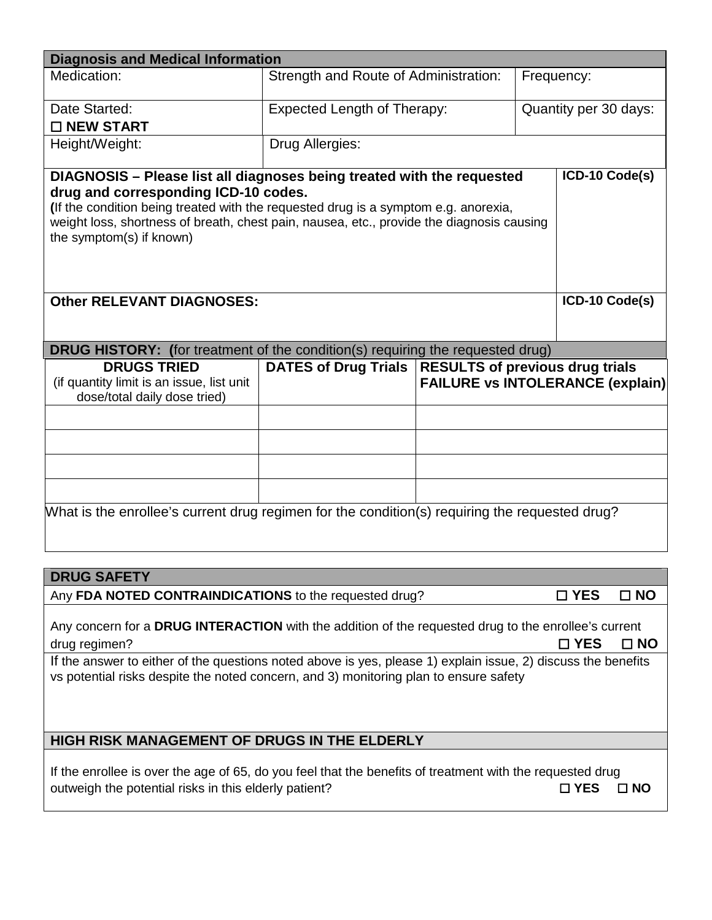## Diagnosis and Medical Information

| Medication: | Strength and Route of Administration: | Frequency: |
|---|---|---|
| Date Started:<br>☐ **NEW START** | Expected Length of Therapy: | Quantity per 30 days: |
| Height/Weight: | Drug Allergies: | |

| **DIAGNOSIS – Please list all diagnoses being treated with the requested drug and corresponding ICD-10 codes.**<br>**(**If the condition being treated with the requested drug is a symptom e.g. anorexia, weight loss, shortness of breath, chest pain, nausea, etc., provide the diagnosis causing the symptom(s) if known) | **ICD-10 Code(s)** |
|---|---|
| **Other RELEVANT DIAGNOSES:** | **ICD-10 Code(s)** |

## DRUG HISTORY: (for treatment of the condition(s) requiring the requested drug)

| **DRUGS TRIED**<br>(if quantity limit is an issue, list unit dose/total daily dose tried) | **DATES of Drug Trials** | **RESULTS of previous drug trials FAILURE vs INTOLERANCE (explain)** |
|---|---|---|
| | | |
| | | |
| | | |
| | | |

What is the enrollee's current drug regimen for the condition(s) requiring the requested drug?

## DRUG SAFETY

Any **FDA NOTED CONTRAINDICATIONS** to the requested drug? ☐ **YES** ☐ **NO**

Any concern for a **DRUG INTERACTION** with the addition of the requested drug to the enrollee's current drug regimen? ☐ **YES** ☐ **NO**

If the answer to either of the questions noted above is yes, please 1) explain issue, 2) discuss the benefits vs potential risks despite the noted concern, and 3) monitoring plan to ensure safety

## HIGH RISK MANAGEMENT OF DRUGS IN THE ELDERLY

If the enrollee is over the age of 65, do you feel that the benefits of treatment with the requested drug outweigh the potential risks in this elderly patient? ☐ **YES** ☐ **NO**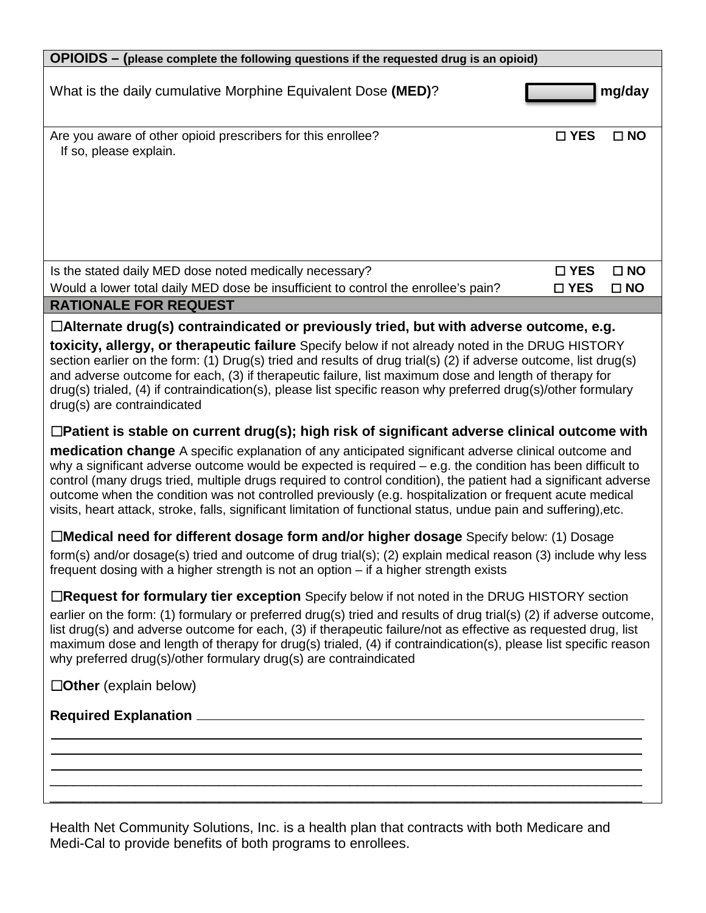## OPIOIDS – (please complete the following questions if the requested drug is an opioid)

What is the daily cumulative Morphine Equivalent Dose **(MED)**? ________ **mg/day**

Are you aware of other opioid prescribers for this enrollee? ☐ **YES** ☐ **NO**
If so, please explain.

Is the stated daily MED dose noted medically necessary? ☐ **YES** ☐ **NO**

Would a lower total daily MED dose be insufficient to control the enrollee's pain? ☐ **YES** ☐ **NO**

## RATIONALE FOR REQUEST

☐**Alternate drug(s) contraindicated or previously tried, but with adverse outcome, e.g. toxicity, allergy, or therapeutic failure** Specify below if not already noted in the DRUG HISTORY section earlier on the form: (1) Drug(s) tried and results of drug trial(s) (2) if adverse outcome, list drug(s) and adverse outcome for each, (3) if therapeutic failure, list maximum dose and length of therapy for drug(s) trialed, (4) if contraindication(s), please list specific reason why preferred drug(s)/other formulary drug(s) are contraindicated

☐**Patient is stable on current drug(s); high risk of significant adverse clinical outcome with medication change** A specific explanation of any anticipated significant adverse clinical outcome and why a significant adverse outcome would be expected is required – e.g. the condition has been difficult to control (many drugs tried, multiple drugs required to control condition), the patient had a significant adverse outcome when the condition was not controlled previously (e.g. hospitalization or frequent acute medical visits, heart attack, stroke, falls, significant limitation of functional status, undue pain and suffering),etc.

☐**Medical need for different dosage form and/or higher dosage** Specify below: (1) Dosage form(s) and/or dosage(s) tried and outcome of drug trial(s); (2) explain medical reason (3) include why less frequent dosing with a higher strength is not an option – if a higher strength exists

☐**Request for formulary tier exception** Specify below if not noted in the DRUG HISTORY section earlier on the form: (1) formulary or preferred drug(s) tried and results of drug trial(s) (2) if adverse outcome, list drug(s) and adverse outcome for each, (3) if therapeutic failure/not as effective as requested drug, list maximum dose and length of therapy for drug(s) trialed, (4) if contraindication(s), please list specific reason why preferred drug(s)/other formulary drug(s) are contraindicated

☐**Other** (explain below)

**Required Explanation** ________________________________________________

________________________________________________________________

________________________________________________________________

________________________________________________________________

________________________________________________________________

________________________________________________________________

Health Net Community Solutions, Inc. is a health plan that contracts with both Medicare and Medi-Cal to provide benefits of both programs to enrollees.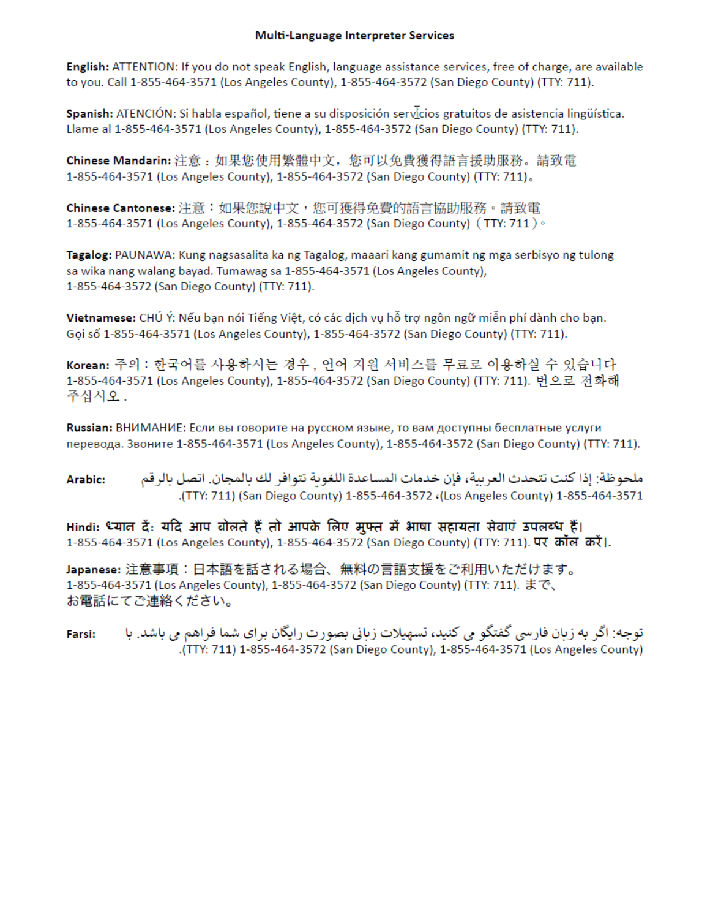# Multi-Language Interpreter Services

**English:** ATTENTION: If you do not speak English, language assistance services, free of charge, are available to you. Call 1-855-464-3571 (Los Angeles County), 1-855-464-3572 (San Diego County) (TTY: 711).

**Spanish:** ATENCIÓN: Si habla español, tiene a su disposición servicios gratuitos de asistencia lingüística. Llame al 1-855-464-3571 (Los Angeles County), 1-855-464-3572 (San Diego County) (TTY: 711).

**Chinese Mandarin:** 注意：如果您使用繁體中文，您可以免費獲得語言援助服務。請致電 1-855-464-3571 (Los Angeles County), 1-855-464-3572 (San Diego County) (TTY: 711)。

**Chinese Cantonese:** 注意：如果您說中文，您可獲得免費的語言協助服務。請致電 1-855-464-3571 (Los Angeles County), 1-855-464-3572 (San Diego County)（TTY: 711）。

**Tagalog:** PAUNAWA: Kung nagsasalita ka ng Tagalog, maaari kang gumamit ng mga serbisyo ng tulong sa wika nang walang bayad. Tumawag sa 1-855-464-3571 (Los Angeles County), 1-855-464-3572 (San Diego County) (TTY: 711).

**Vietnamese:** CHÚ Ý: Nếu bạn nói Tiếng Việt, có các dịch vụ hỗ trợ ngôn ngữ miễn phí dành cho bạn. Gọi số 1-855-464-3571 (Los Angeles County), 1-855-464-3572 (San Diego County) (TTY: 711).

**Korean:** 주의 : 한국어를 사용하시는 경우, 언어 지원 서비스를 무료로 이용하실 수 있습니다 1-855-464-3571 (Los Angeles County), 1-855-464-3572 (San Diego County) (TTY: 711). 번으로 전화해 주십시오.

**Russian:** ВНИМАНИЕ: Если вы говорите на русском языке, то вам доступны бесплатные услуги перевода. Звоните 1-855-464-3571 (Los Angeles County), 1-855-464-3572 (San Diego County) (TTY: 711).

**Arabic:** ملحوظة: إذا كنت تتحدث العربية، فإن خدمات المساعدة اللغوية تتوافر لك بالمجان. اتصل بالرقم 1-855-464-3571 (Los Angeles County)، 1-855-464-3572 (San Diego County) (TTY: 711).

**Hindi:** ध्यान दें: यदि आप बोलते हैं तो आपके लिए मुफ्त में भाषा सहायता सेवाएं उपलब्ध हैं। 1-855-464-3571 (Los Angeles County), 1-855-464-3572 (San Diego County) (TTY: 711). पर कॉल करें।

**Japanese:** 注意事項：日本語を話される場合、無料の言語支援をご利用いただけます。1-855-464-3571 (Los Angeles County), 1-855-464-3572 (San Diego County) (TTY: 711). まで、お電話にてご連絡ください。

**Farsi:** توجه: اگر به زبان فارسی گفتگو می کنید، تسهیلات زبانی بصورت رایگان برای شما فراهم می باشد. با 1-855-464-3571 (Los Angeles County), 1-855-464-3572 (San Diego County) (TTY: 711).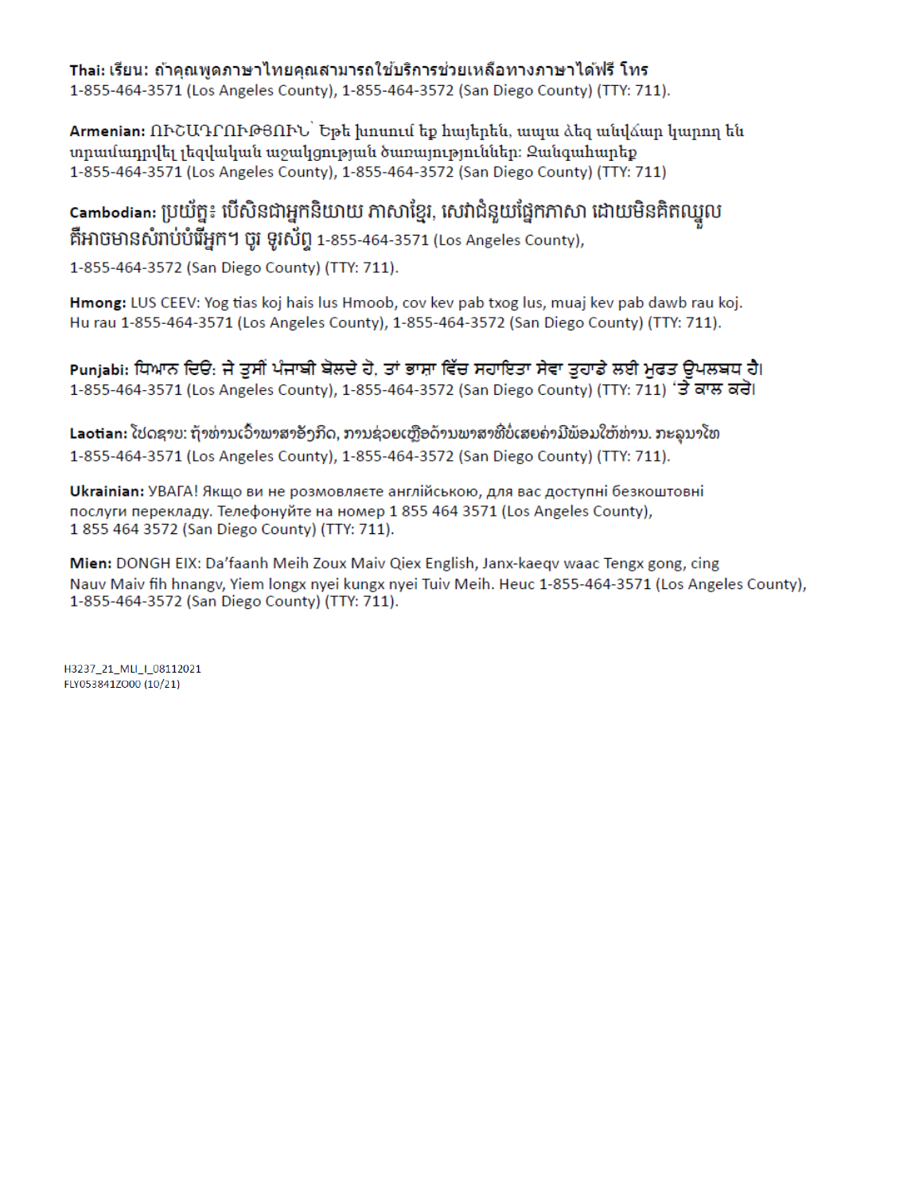**Thai:** เรียน: ถ้าคุณพูดภาษาไทยคุณสามารถใช้บริการช่วยเหลือทางภาษาได้ฟรี โทร 1-855-464-3571 (Los Angeles County), 1-855-464-3572 (San Diego County) (TTY: 711).

**Armenian:** ՈՒՇԱԴՐՈՒԹՅՈՒՆ՝ Եթե խոսում եք հայերեն, ապա ձեզ անվճար կարող են տրամադրվել լեզվական աջակցության ծառայություններ: Զանգահարեք 1-855-464-3571 (Los Angeles County), 1-855-464-3572 (San Diego County) (TTY: 711)

**Cambodian:** ប្រយ័ត្ន៖ បើសិនជាអ្នកនិយាយ ភាសាខ្មែរ, សេវាជំនួយផ្នែកភាសា ដោយមិនគិតឈ្នួល គឺអាចមានសំរាប់បំរើអ្នក។ ចូរ ទូរស័ព្ទ 1-855-464-3571 (Los Angeles County), 1-855-464-3572 (San Diego County) (TTY: 711).

**Hmong:** LUS CEEV: Yog tias koj hais lus Hmoob, cov kev pab txog lus, muaj kev pab dawb rau koj. Hu rau 1-855-464-3571 (Los Angeles County), 1-855-464-3572 (San Diego County) (TTY: 711).

**Punjabi:** ਧਿਆਨ ਦਿਓ: ਜੇ ਤੁਸੀਂ ਪੰਜਾਬੀ ਬੋਲਦੇ ਹੋ, ਤਾਂ ਭਾਸ਼ਾ ਵਿੱਚ ਸਹਾਇਤਾ ਸੇਵਾ ਤੁਹਾਡੇ ਲਈ ਮੁਫਤ ਉਪਲਬਧ ਹੈ। 1-855-464-3571 (Los Angeles County), 1-855-464-3572 (San Diego County) (TTY: 711) 'ਤੇ ਕਾਲ ਕਰੋ।

**Laotian:** ໂປດຊາບ: ຖ້າທ່ານເວົ້າພາສາອັງກິດ, ການຊ່ວຍເຫຼືອດ້ານພາສາທີ່ບໍ່ເສຍຄ່າມີພ້ອມໃຫ້ທ່ານ. ກະລຸນາໂທ 1-855-464-3571 (Los Angeles County), 1-855-464-3572 (San Diego County) (TTY: 711).

**Ukrainian:** УВАГА! Якщо ви не розмовляєте англійською, для вас доступні безкоштовні послуги перекладу. Телефонуйте на номер 1 855 464 3571 (Los Angeles County), 1 855 464 3572 (San Diego County) (TTY: 711).

**Mien:** DONGH EIX: Da'faanh Meih Zoux Maiv Qiex English, Janx-kaeqv waac Tengx gong, cing Nauv Maiv fih hnangv, Yiem longx nyei kungx nyei Tuiv Meih. Heuc 1-855-464-3571 (Los Angeles County), 1-855-464-3572 (San Diego County) (TTY: 711).

H3237_21_MLI_I_08112021
FLY053841ZO00 (10/21)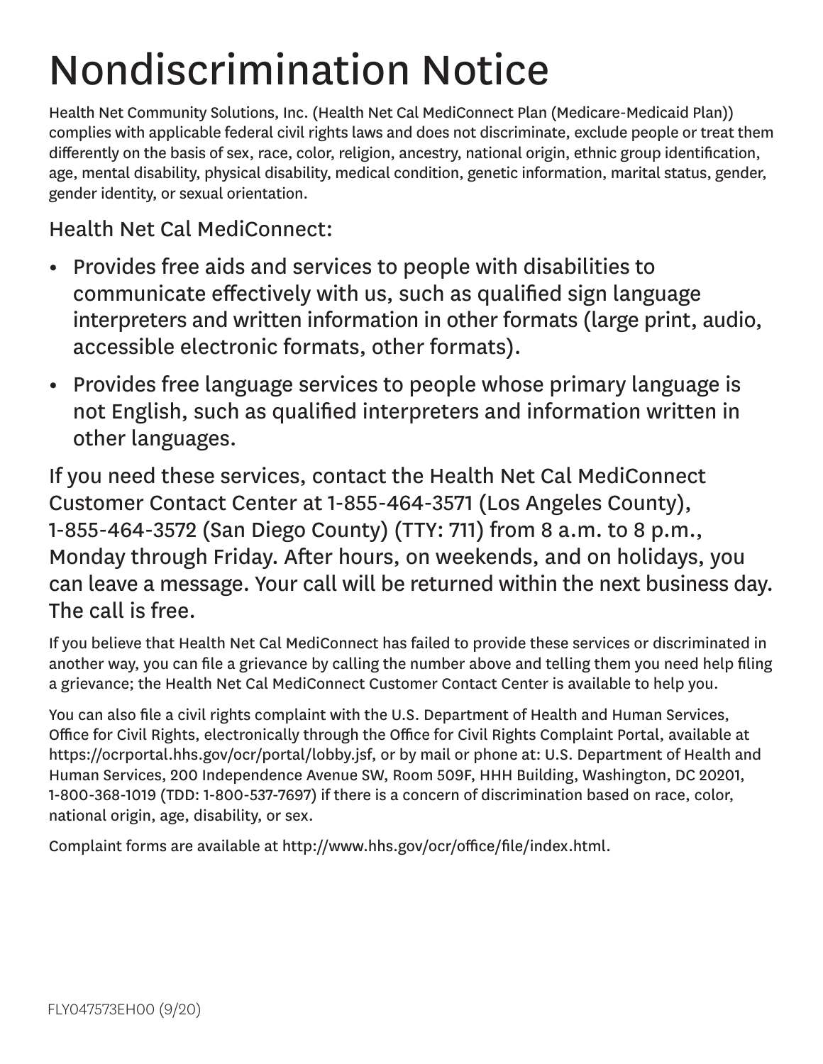# Nondiscrimination Notice

Health Net Community Solutions, Inc. (Health Net Cal MediConnect Plan (Medicare-Medicaid Plan)) complies with applicable federal civil rights laws and does not discriminate, exclude people or treat them differently on the basis of sex, race, color, religion, ancestry, national origin, ethnic group identification, age, mental disability, physical disability, medical condition, genetic information, marital status, gender, gender identity, or sexual orientation.

Health Net Cal MediConnect:

- Provides free aids and services to people with disabilities to communicate effectively with us, such as qualified sign language interpreters and written information in other formats (large print, audio, accessible electronic formats, other formats).
- Provides free language services to people whose primary language is not English, such as qualified interpreters and information written in other languages.

If you need these services, contact the Health Net Cal MediConnect Customer Contact Center at 1-855-464-3571 (Los Angeles County), 1-855-464-3572 (San Diego County) (TTY: 711) from 8 a.m. to 8 p.m., Monday through Friday. After hours, on weekends, and on holidays, you can leave a message. Your call will be returned within the next business day. The call is free.

If you believe that Health Net Cal MediConnect has failed to provide these services or discriminated in another way, you can file a grievance by calling the number above and telling them you need help filing a grievance; the Health Net Cal MediConnect Customer Contact Center is available to help you.

You can also file a civil rights complaint with the U.S. Department of Health and Human Services, Office for Civil Rights, electronically through the Office for Civil Rights Complaint Portal, available at https://ocrportal.hhs.gov/ocr/portal/lobby.jsf, or by mail or phone at: U.S. Department of Health and Human Services, 200 Independence Avenue SW, Room 509F, HHH Building, Washington, DC 20201, 1-800-368-1019 (TDD: 1-800-537-7697) if there is a concern of discrimination based on race, color, national origin, age, disability, or sex.

Complaint forms are available at http://www.hhs.gov/ocr/office/file/index.html.

FLY047573EH00 (9/20)